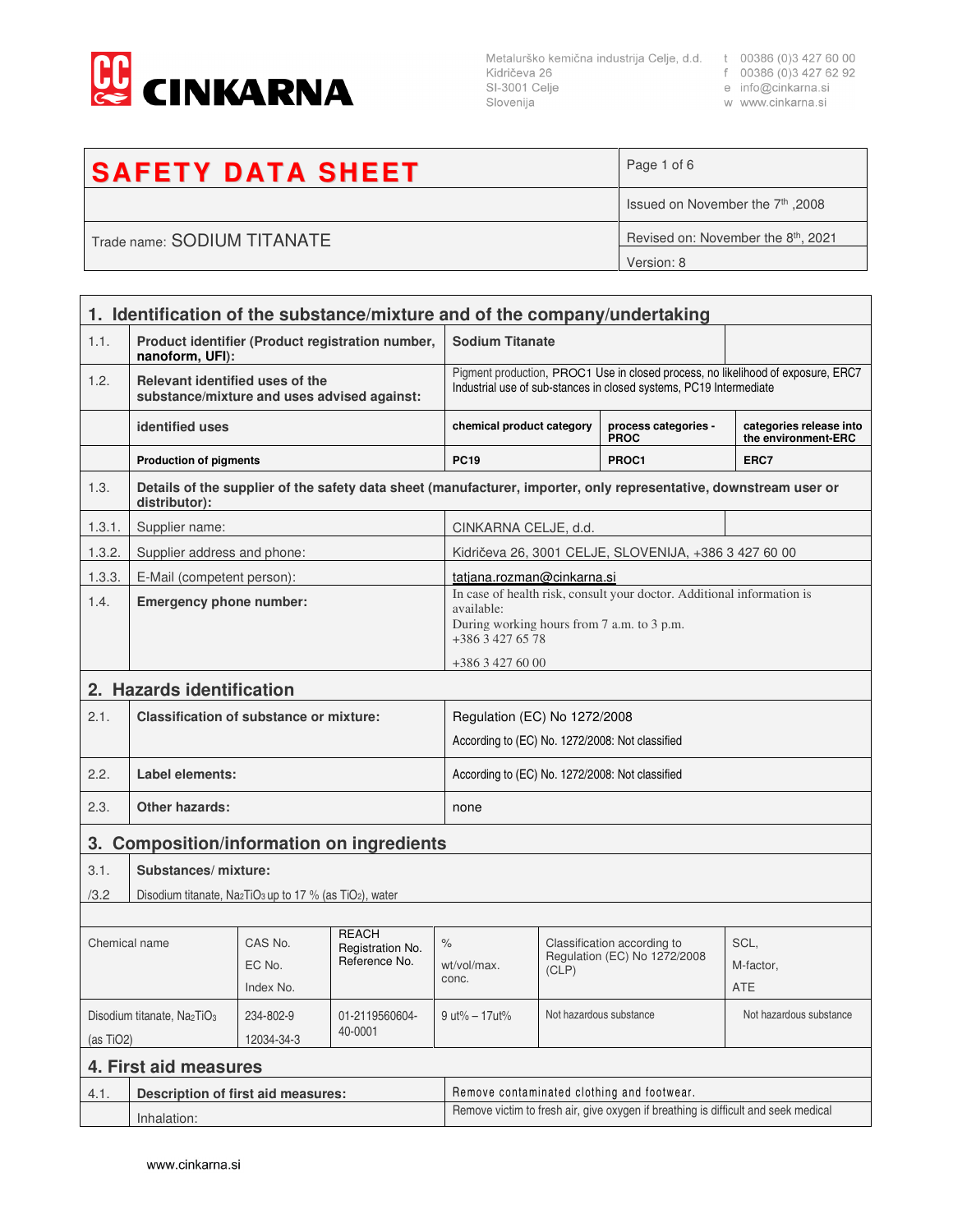Metalurško kemična industrija Celje, d.d.
Kidričeva 26
SI-3001 Celje
Slovenija

t 00386 (0)3 427 60 00
f 00386 (0)3 427 62 92
e info@cinkarna.si
w www.cinkarna.si

# SAFETY DATA SHEET

| | |
|---|---|
| | Issued on November the 7th ,2008 |
| Trade name: SODIUM TITANATE | Revised on: November the 8th, 2021 |
| | Version: 8 |

## 1. Identification of the substance/mixture and of the company/undertaking

| | | | | |
|---|---|---|---|---|
| 1.1. | **Product identifier (Product registration number, nanoform, UFI):** | **Sodium Titanate** | | |
| 1.2. | **Relevant identified uses of the substance/mixture and uses advised against:** | Pigment production, PROC1 Use in closed process, no likelihood of exposure, ERC7 Industrial use of sub-stances in closed systems, PC19 Intermediate | | |
| | **identified uses** | **chemical product category** | **process categories - PROC** | **categories release into the environment-ERC** |
| | **Production of pigments** | **PC19** | **PROC1** | **ERC7** |
| 1.3. | **Details of the supplier of the safety data sheet (manufacturer, importer, only representative, downstream user or distributor):** | | | |
| 1.3.1. | Supplier name: | CINKARNA CELJE, d.d. | | |
| 1.3.2. | Supplier address and phone: | Kidričeva 26, 3001 CELJE, SLOVENIJA, +386 3 427 60 00 | | |
| 1.3.3. | E-Mail (competent person): | tatjana.rozman@cinkarna.si | | |
| 1.4. | **Emergency phone number:** | In case of health risk, consult your doctor. Additional information is available: During working hours from 7 a.m. to 3 p.m. +386 3 427 65 78 +386 3 427 60 00 | | |

## 2. Hazards identification

| | | |
|---|---|---|
| 2.1. | **Classification of substance or mixture:** | Regulation (EC) No 1272/2008 According to (EC) No. 1272/2008: Not classified |
| 2.2. | **Label elements:** | According to (EC) No. 1272/2008: Not classified |
| 2.3. | **Other hazards:** | none |

## 3. Composition/information on ingredients

3.1./3.2 **Substances/ mixture:**

Disodium titanate, $Na_2TiO_3$ up to 17 % (as $TiO_2$), water

| Chemical name | CAS No. EC No. Index No. | REACH Registration No. Reference No. | % wt/vol/max. conc. | Classification according to Regulation (EC) No 1272/2008 (CLP) | SCL, M-factor, ATE |
|---|---|---|---|---|---|
| Disodium titanate, $Na_2TiO_3$ (as TiO2) | 234-802-9 12034-34-3 | 01-2119560604-40-0001 | 9 ut% – 17ut% | Not hazardous substance | Not hazardous substance |

## 4. First aid measures

| | | |
|---|---|---|
| 4.1. | **Description of first aid measures:** | Remove contaminated clothing and footwear. |
| | Inhalation: | Remove victim to fresh air, give oxygen if breathing is difficult and seek medical |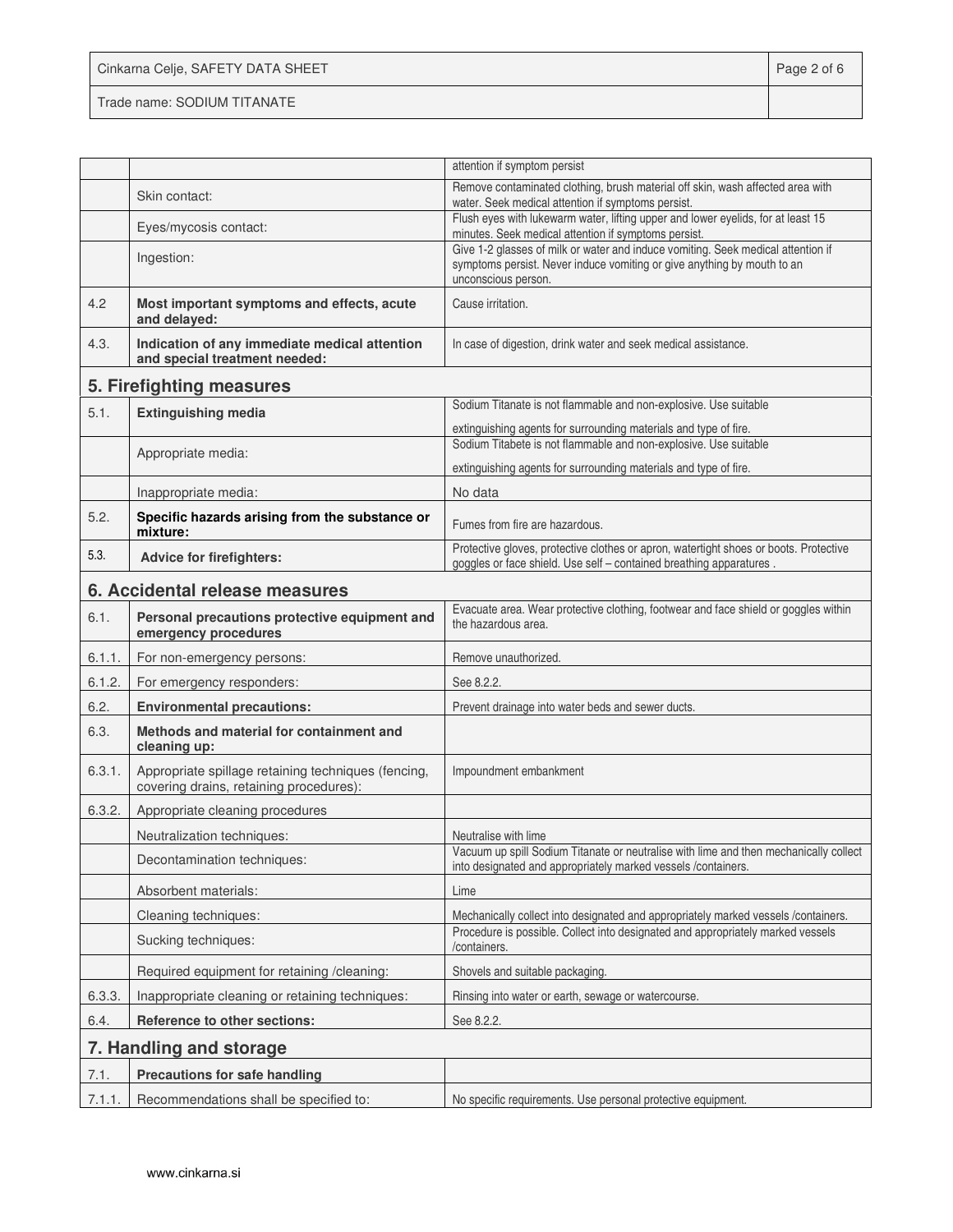| | | |
|---|---|---|
| | | attention if symptom persist |
| | Skin contact: | Remove contaminated clothing, brush material off skin, wash affected area with water. Seek medical attention if symptoms persist. |
| | Eyes/mycosis contact: | Flush eyes with lukewarm water, lifting upper and lower eyelids, for at least 15 minutes. Seek medical attention if symptoms persist. |
| | Ingestion: | Give 1-2 glasses of milk or water and induce vomiting. Seek medical attention if symptoms persist. Never induce vomiting or give anything by mouth to an unconscious person. |
| 4.2 | **Most important symptoms and effects, acute and delayed:** | Cause irritation. |
| 4.3. | **Indication of any immediate medical attention and special treatment needed:** | In case of digestion, drink water and seek medical assistance. |

## 5. Firefighting measures

| | | |
|---|---|---|
| 5.1. | **Extinguishing media** | Sodium Titanate is not flammable and non-explosive. Use suitable extinguishing agents for surrounding materials and type of fire. |
| | Appropriate media: | Sodium Titabete is not flammable and non-explosive. Use suitable extinguishing agents for surrounding materials and type of fire. |
| | Inappropriate media: | No data |
| 5.2. | **Specific hazards arising from the substance or mixture:** | Fumes from fire are hazardous. |
| 5.3. | **Advice for firefighters:** | Protective gloves, protective clothes or apron, watertight shoes or boots. Protective goggles or face shield. Use self – contained breathing apparatures . |

## 6. Accidental release measures

| | | |
|---|---|---|
| 6.1. | **Personal precautions protective equipment and emergency procedures** | Evacuate area. Wear protective clothing, footwear and face shield or goggles within the hazardous area. |
| 6.1.1. | For non-emergency persons: | Remove unauthorized. |
| 6.1.2. | For emergency responders: | See 8.2.2. |
| 6.2. | **Environmental precautions:** | Prevent drainage into water beds and sewer ducts. |
| 6.3. | **Methods and material for containment and cleaning up:** | |
| 6.3.1. | Appropriate spillage retaining techniques (fencing, covering drains, retaining procedures): | Impoundment embankment |
| 6.3.2. | Appropriate cleaning procedures | |
| | Neutralization techniques: | Neutralise with lime |
| | Decontamination techniques: | Vacuum up spill Sodium Titanate or neutralise with lime and then mechanically collect into designated and appropriately marked vessels /containers. |
| | Absorbent materials: | Lime |
| | Cleaning techniques: | Mechanically collect into designated and appropriately marked vessels /containers. |
| | Sucking techniques: | Procedure is possible. Collect into designated and appropriately marked vessels /containers. |
| | Required equipment for retaining /cleaning: | Shovels and suitable packaging. |
| 6.3.3. | Inappropriate cleaning or retaining techniques: | Rinsing into water or earth, sewage or watercourse. |
| 6.4. | **Reference to other sections:** | See 8.2.2. |

## 7. Handling and storage

| | | |
|---|---|---|
| 7.1. | **Precautions for safe handling** | |
| 7.1.1. | Recommendations shall be specified to: | No specific requirements. Use personal protective equipment. |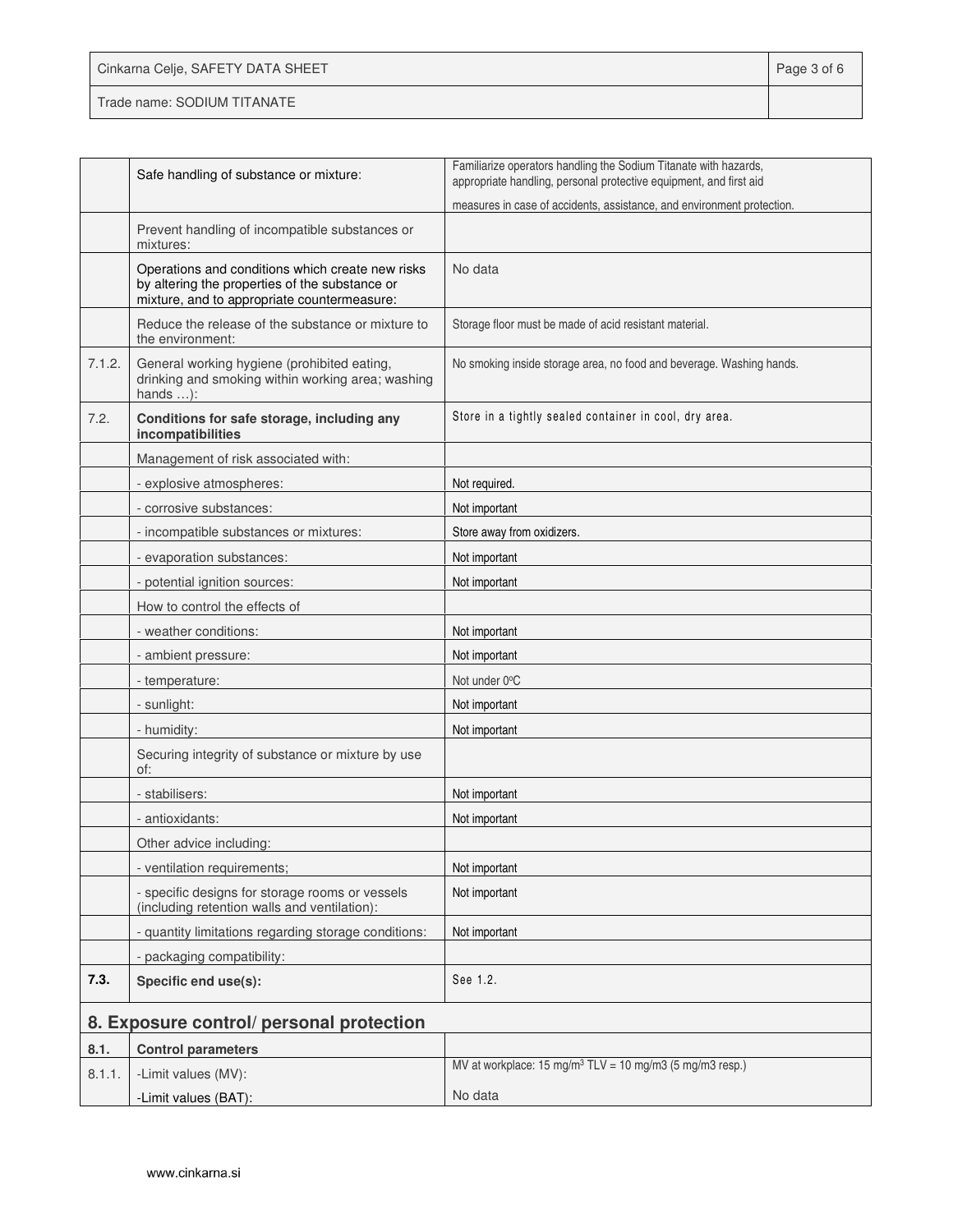| | | |
|---|---|---|
| | Safe handling of substance or mixture: | Familiarize operators handling the Sodium Titanate with hazards, appropriate handling, personal protective equipment, and first aid measures in case of accidents, assistance, and environment protection. |
| | Prevent handling of incompatible substances or mixtures: | |
| | Operations and conditions which create new risks by altering the properties of the substance or mixture, and to appropriate countermeasure: | No data |
| | Reduce the release of the substance or mixture to the environment: | Storage floor must be made of acid resistant material. |
| 7.1.2. | General working hygiene (prohibited eating, drinking and smoking within working area; washing hands …): | No smoking inside storage area, no food and beverage. Washing hands. |
| 7.2. | **Conditions for safe storage, including any incompatibilities** | Store in a tightly sealed container in cool, dry area. |
| | Management of risk associated with: | |
| | - explosive atmospheres: | Not required. |
| | - corrosive substances: | Not important |
| | - incompatible substances or mixtures: | Store away from oxidizers. |
| | - evaporation substances: | Not important |
| | - potential ignition sources: | Not important |
| | How to control the effects of | |
| | - weather conditions: | Not important |
| | - ambient pressure: | Not important |
| | - temperature: | Not under 0°C |
| | - sunlight: | Not important |
| | - humidity: | Not important |
| | Securing integrity of substance or mixture by use of: | |
| | - stabilisers: | Not important |
| | - antioxidants: | Not important |
| | Other advice including: | |
| | - ventilation requirements; | Not important |
| | - specific designs for storage rooms or vessels (including retention walls and ventilation): | Not important |
| | - quantity limitations regarding storage conditions: | Not important |
| | - packaging compatibility: | |
| **7.3.** | **Specific end use(s):** | See 1.2. |

## 8. Exposure control/ personal protection

| | | |
|---|---|---|
| **8.1.** | **Control parameters** | |
| 8.1.1. | -Limit values (MV): | MV at workplace: 15 mg/m$^3$ TLV = 10 mg/m3 (5 mg/m3 resp.) |
| | -Limit values (BAT): | No data |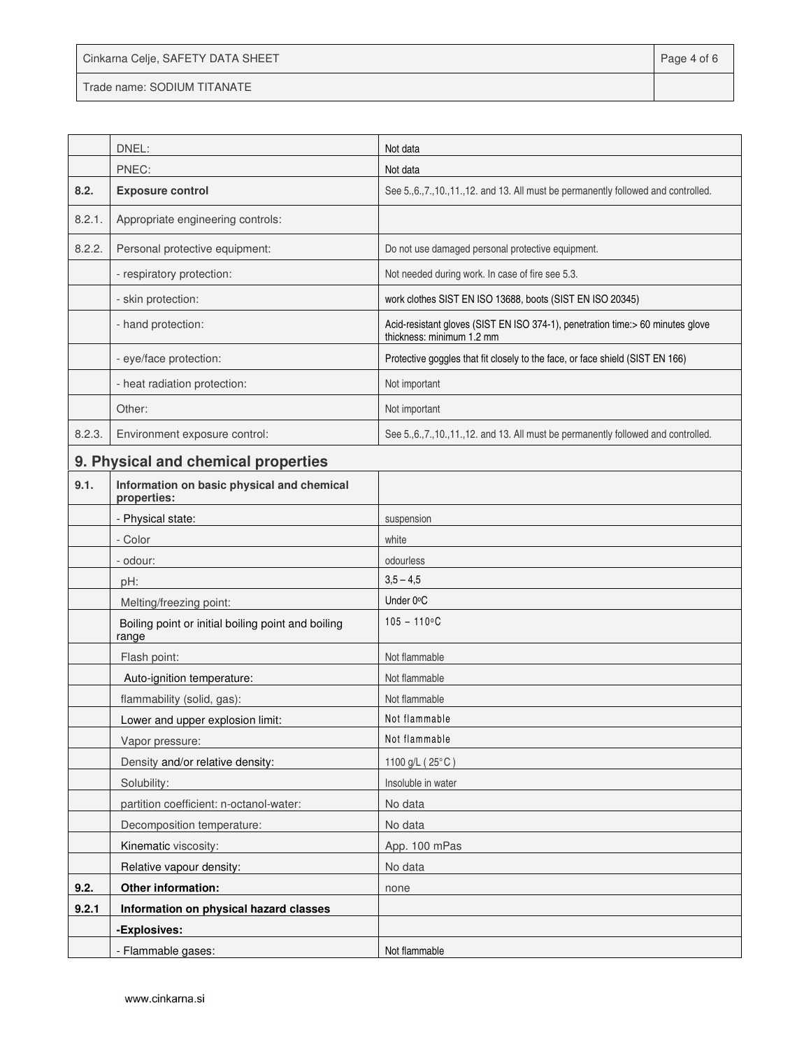|  |  |  |
|---|---|---|
|  | DNEL: | Not data |
|  | PNEC: | Not data |
| **8.2.** | **Exposure control** | See 5.,6.,7.,10.,11.,12. and 13. All must be permanently followed and controlled. |
| 8.2.1. | Appropriate engineering controls: |  |
| 8.2.2. | Personal protective equipment: | Do not use damaged personal protective equipment. |
|  | - respiratory protection: | Not needed during work. In case of fire see 5.3. |
|  | - skin protection: | work clothes SIST EN ISO 13688, boots (SIST EN ISO 20345) |
|  | - hand protection: | Acid-resistant gloves (SIST EN ISO 374-1), penetration time:> 60 minutes glove thickness: minimum 1.2 mm |
|  | - eye/face protection: | Protective goggles that fit closely to the face, or face shield (SIST EN 166) |
|  | - heat radiation protection: | Not important |
|  | Other: | Not important |
| 8.2.3. | Environment exposure control: | See 5.,6.,7.,10.,11.,12. and 13. All must be permanently followed and controlled. |

## 9. Physical and chemical properties

|  |  |  |
|---|---|---|
| **9.1.** | **Information on basic physical and chemical properties:** |  |
|  | - Physical state: | suspension |
|  | - Color | white |
|  | - odour: | odourless |
|  | pH: | 3,5 – 4,5 |
|  | Melting/freezing point: | Under 0°C |
|  | Boiling point or initial boiling point and boiling range | 105 – 110°C |
|  | Flash point: | Not flammable |
|  | Auto-ignition temperature: | Not flammable |
|  | flammability (solid, gas): | Not flammable |
|  | Lower and upper explosion limit: | Not flammable |
|  | Vapor pressure: | Not flammable |
|  | Density and/or relative density: | 1100 g/L ( 25°C ) |
|  | Solubility: | Insoluble in water |
|  | partition coefficient: n-octanol-water: | No data |
|  | Decomposition temperature: | No data |
|  | Kinematic viscosity: | App. 100 mPas |
|  | Relative vapour density: | No data |
| **9.2.** | **Other information:** | none |
| **9.2.1** | **Information on physical hazard classes** |  |
|  | **-Explosives:** |  |
|  | - Flammable gases: | Not flammable |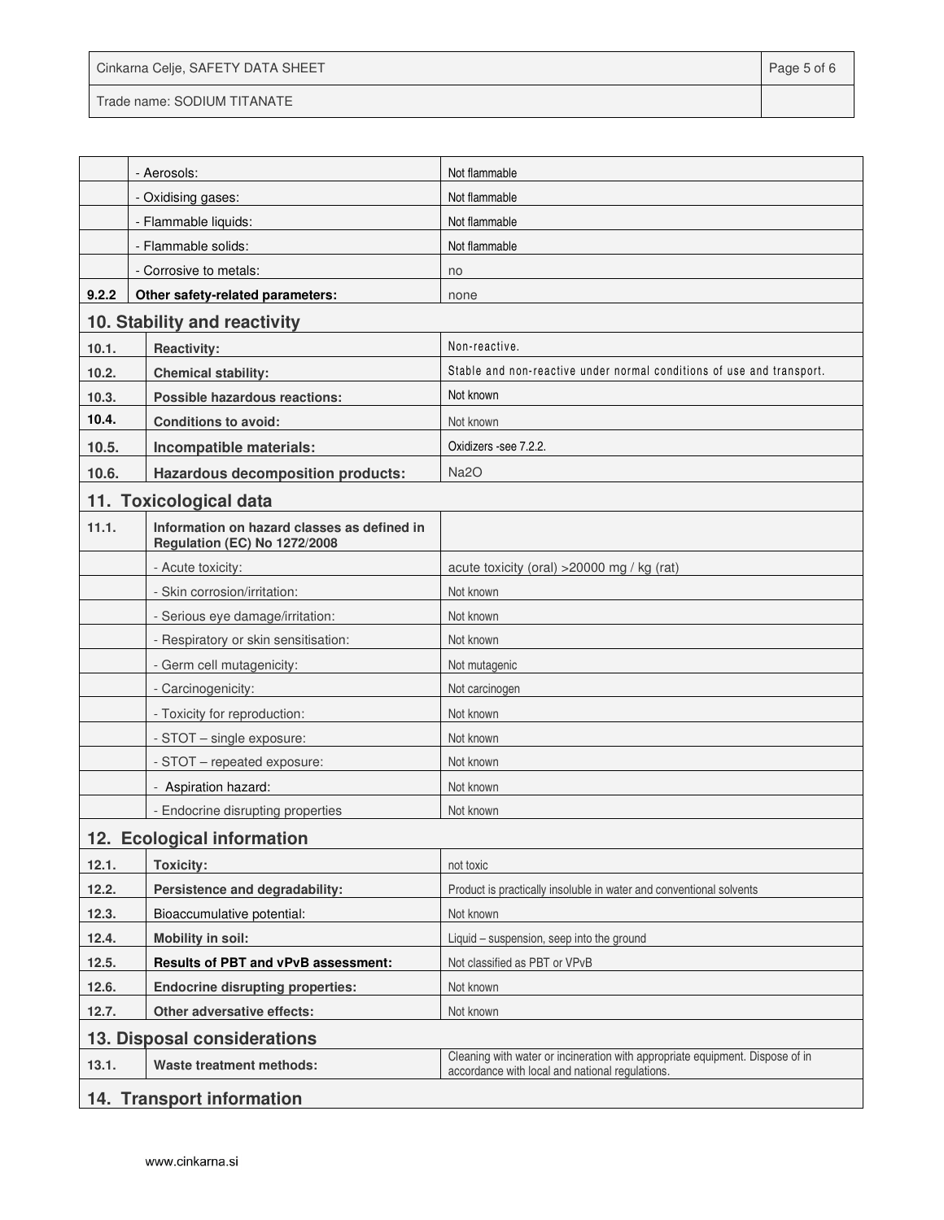| | | |
|---|---|---|
| | - Aerosols: | Not flammable |
| | - Oxidising gases: | Not flammable |
| | - Flammable liquids: | Not flammable |
| | - Flammable solids: | Not flammable |
| | - Corrosive to metals: | no |
| **9.2.2** | **Other safety-related parameters:** | none |

## 10. Stability and reactivity

| | | |
|---|---|---|
| **10.1.** | **Reactivity:** | Non-reactive. |
| **10.2.** | **Chemical stability:** | Stable and non-reactive under normal conditions of use and transport. |
| **10.3.** | **Possible hazardous reactions:** | Not known |
| **10.4.** | **Conditions to avoid:** | Not known |
| **10.5.** | **Incompatible materials:** | Oxidizers -see 7.2.2. |
| **10.6.** | **Hazardous decomposition products:** | $Na_2O$ |

## 11. Toxicological data

| | | |
|---|---|---|
| **11.1.** | **Information on hazard classes as defined in Regulation (EC) No 1272/2008** | |
| | - Acute toxicity: | acute toxicity (oral) >20000 mg / kg (rat) |
| | - Skin corrosion/irritation: | Not known |
| | - Serious eye damage/irritation: | Not known |
| | - Respiratory or skin sensitisation: | Not known |
| | - Germ cell mutagenicity: | Not mutagenic |
| | - Carcinogenicity: | Not carcinogen |
| | - Toxicity for reproduction: | Not known |
| | - STOT – single exposure: | Not known |
| | - STOT – repeated exposure: | Not known |
| | - Aspiration hazard: | Not known |
| | - Endocrine disrupting properties | Not known |

## 12. Ecological information

| | | |
|---|---|---|
| **12.1.** | **Toxicity:** | not toxic |
| **12.2.** | **Persistence and degradability:** | Product is practically insoluble in water and conventional solvents |
| **12.3.** | Bioaccumulative potential: | Not known |
| **12.4.** | **Mobility in soil:** | Liquid – suspension, seep into the ground |
| **12.5.** | **Results of PBT and vPvB assessment:** | Not classified as PBT or VPvB |
| **12.6.** | **Endocrine disrupting properties:** | Not known |
| **12.7.** | **Other adversative effects:** | Not known |

## 13. Disposal considerations

| | | |
|---|---|---|
| **13.1.** | **Waste treatment methods:** | Cleaning with water or incineration with appropriate equipment. Dispose of in accordance with local and national regulations. |

## 14. Transport information

www.cinkarna.si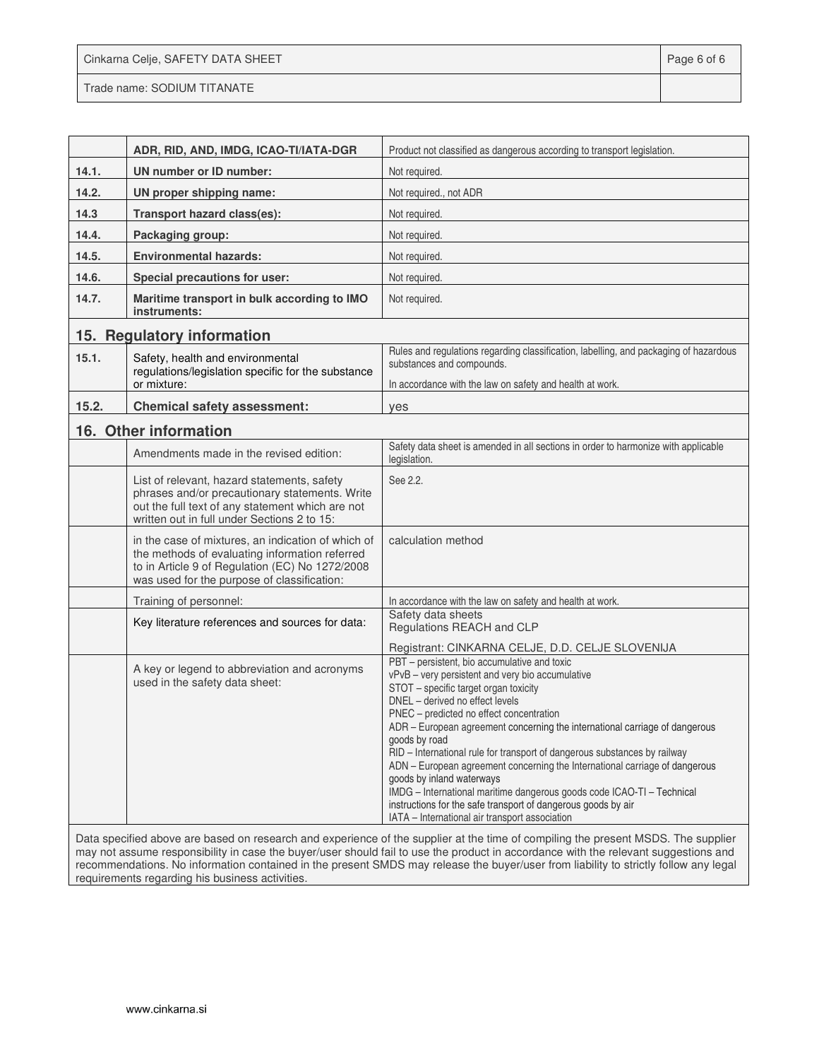| | | |
|---|---|---|
| | **ADR, RID, AND, IMDG, ICAO-TI/IATA-DGR** | Product not classified as dangerous according to transport legislation. |
| **14.1.** | **UN number or ID number:** | Not required. |
| **14.2.** | **UN proper shipping name:** | Not required., not ADR |
| **14.3** | **Transport hazard class(es):** | Not required. |
| **14.4.** | **Packaging group:** | Not required. |
| **14.5.** | **Environmental hazards:** | Not required. |
| **14.6.** | **Special precautions for user:** | Not required. |
| **14.7.** | **Maritime transport in bulk according to IMO instruments:** | Not required. |

## 15. Regulatory information

| | | |
|---|---|---|
| **15.1.** | Safety, health and environmental regulations/legislation specific for the substance or mixture: | Rules and regulations regarding classification, labelling, and packaging of hazardous substances and compounds.<br>In accordance with the law on safety and health at work. |
| **15.2.** | **Chemical safety assessment:** | yes |

## 16. Other information

| | | |
|---|---|---|
| | Amendments made in the revised edition: | Safety data sheet is amended in all sections in order to harmonize with applicable legislation. |
| | List of relevant, hazard statements, safety phrases and/or precautionary statements. Write out the full text of any statement which are not written out in full under Sections 2 to 15: | See 2.2. |
| | in the case of mixtures, an indication of which of the methods of evaluating information referred to in Article 9 of Regulation (EC) No 1272/2008 was used for the purpose of classification: | calculation method |
| | Training of personnel: | In accordance with the law on safety and health at work. |
| | Key literature references and sources for data: | Safety data sheets<br>Regulations REACH and CLP<br>Registrant: CINKARNA CELJE, D.D. CELJE SLOVENIJA |
| | A key or legend to abbreviation and acronyms used in the safety data sheet: | PBT – persistent, bio accumulative and toxic<br>vPvB – very persistent and very bio accumulative<br>STOT – specific target organ toxicity<br>DNEL – derived no effect levels<br>PNEC – predicted no effect concentration<br>ADR – European agreement concerning the international carriage of dangerous goods by road<br>RID – International rule for transport of dangerous substances by railway<br>ADN – European agreement concerning the International carriage of dangerous goods by inland waterways<br>IMDG – International maritime dangerous goods code ICAO-TI – Technical instructions for the safe transport of dangerous goods by air<br>IATA – International air transport association |

Data specified above are based on research and experience of the supplier at the time of compiling the present MSDS. The supplier may not assume responsibility in case the buyer/user should fail to use the product in accordance with the relevant suggestions and recommendations. No information contained in the present SMDS may release the buyer/user from liability to strictly follow any legal requirements regarding his business activities.

www.cinkarna.si